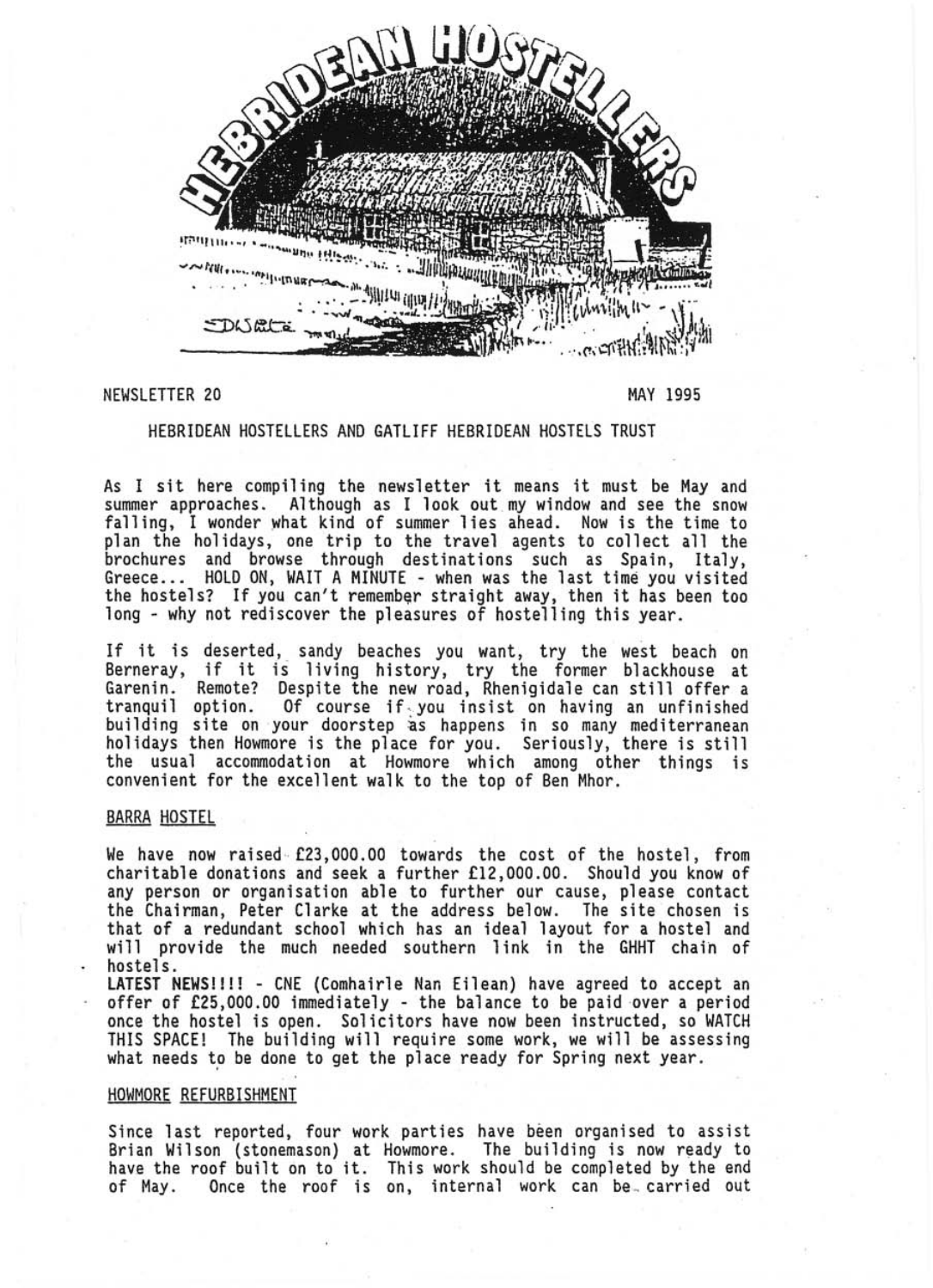# HEBRIDEAN HOSTELLERS

NEWSLETTER 20 MAY 1995

HEBRIDEAN HOSTELLERS AND GATLIFF HEBRIDEAN HOSTELS TRUST

As I sit here compiling the newsletter it means it must be May and summer approaches. Although as I look out my window and see the snow falling, I wonder what kind of summer lies ahead. Now is the time to plan the holidays, one trip to the travel agents to collect all the brochures and browse through destinations such as Spain, Italy, Greece... HOLD ON, WAIT A MINUTE - when was the last time you visited the hostels? If you can't remember straight away, then it has been too long - why not rediscover the pleasures of hostelling this year.

If it is deserted, sandy beaches you want, try the west beach on Berneray, if it is living history, try the former blackhouse at Garenin. Remote? Despite the new road, Rhenigidale can still offer a tranquil option. Of course if you insist on having an unfinished building site on your doorstep as happens in so many mediterranean holidays then Howmore is the place for you. Seriously, there is still the usual accommodation at Howmore which among other things is convenient for the excellent walk to the top of Ben Mhor.

## BARRA HOSTEL

We have now raised £23,000.00 towards the cost of the hostel, from charitable donations and seek a further £12,000.00. Should you know of any person or organisation able to further our cause, please contact the Chairman, Peter Clarke at the address below. The site chosen is that of a redundant school which has an ideal layout for a hostel and will provide the much needed southern link in the GHHT chain of hostels.

**LATEST NEWS!!!!** - CNE (Comhairle Nan Eilean) have agreed to accept an offer of £25,000.00 immediately - the balance to be paid over a period once the hostel is open. Solicitors have now been instructed, so WATCH THIS SPACE! The building will require some work, we will be assessing what needs to be done to get the place ready for Spring next year.

## HOWMORE REFURBISHMENT

Since last reported, four work parties have been organised to assist Brian Wilson (stonemason) at Howmore. The building is now ready to have the roof built on to it. This work should be completed by the end of May. Once the roof is on, internal work can be carried out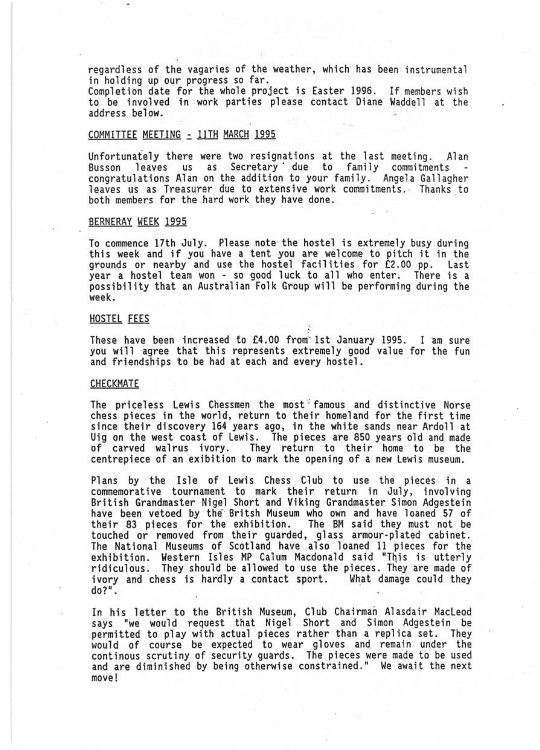regardless of the vagaries of the weather, which has been instrumental in holding up our progress so far.
Completion date for the whole project is Easter 1996. If members wish to be involved in work parties please contact Diane Waddell at the address below.

## COMMITTEE MEETING - 11TH MARCH 1995

Unfortunately there were two resignations at the last meeting. Alan Busson leaves us as Secretary due to family commitments - congratulations Alan on the addition to your family. Angela Gallagher leaves us as Treasurer due to extensive work commitments. Thanks to both members for the hard work they have done.

## BERNERAY WEEK 1995

To commence 17th July. Please note the hostel is extremely busy during this week and if you have a tent you are welcome to pitch it in the grounds or nearby and use the hostel facilities for £2.00 pp. Last year a hostel team won - so good luck to all who enter. There is a possibility that an Australian Folk Group will be performing during the week.

## HOSTEL FEES

These have been increased to £4.00 from 1st January 1995. I am sure you will agree that this represents extremely good value for the fun and friendships to be had at each and every hostel.

## CHECKMATE

The priceless Lewis Chessmen the most famous and distinctive Norse chess pieces in the world, return to their homeland for the first time since their discovery 164 years ago, in the white sands near Ardoll at Uig on the west coast of Lewis. The pieces are 850 years old and made of carved walrus ivory. They return to their home to be the centrepiece of an exibition to mark the opening of a new Lewis museum.

Plans by the Isle of Lewis Chess Club to use the pieces in a commemorative tournament to mark their return in July, involving British Grandmaster Nigel Short and Viking Grandmaster Simon Adgestein have been vetoed by the Britsh Museum who own and have loaned 57 of their 83 pieces for the exhibition. The BM said they must not be touched or removed from their guarded, glass armour-plated cabinet. The National Museums of Scotland have also loaned 11 pieces for the exhibition. Western Isles MP Calum Macdonald said "This is utterly ridiculous. They should be allowed to use the pieces. They are made of ivory and chess is hardly a contact sport. What damage could they do?".

In his letter to the British Museum, Club Chairman Alasdair MacLeod says "we would request that Nigel Short and Simon Adgestein be permitted to play with actual pieces rather than a replica set. They would of course be expected to wear gloves and remain under the continous scrutiny of security guards. The pieces were made to be used and are diminished by being otherwise constrained." We await the next move!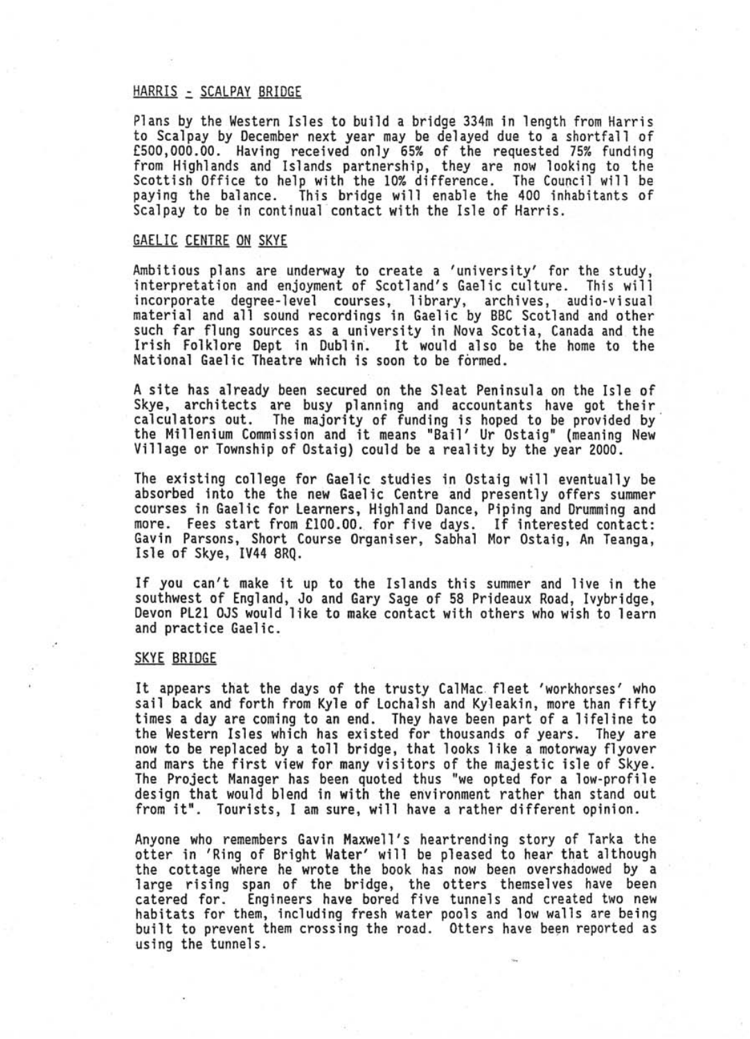## HARRIS - SCALPAY BRIDGE

Plans by the Western Isles to build a bridge 334m in length from Harris to Scalpay by December next year may be delayed due to a shortfall of £500,000.00. Having received only 65% of the requested 75% funding from Highlands and Islands partnership, they are now looking to the Scottish Office to help with the 10% difference. The Council will be paying the balance. This bridge will enable the 400 inhabitants of Scalpay to be in continual contact with the Isle of Harris.

## GAELIC CENTRE ON SKYE

Ambitious plans are underway to create a 'university' for the study, interpretation and enjoyment of Scotland's Gaelic culture. This will incorporate degree-level courses, library, archives, audio-visual material and all sound recordings in Gaelic by BBC Scotland and other such far flung sources as a university in Nova Scotia, Canada and the Irish Folklore Dept in Dublin. It would also be the home to the National Gaelic Theatre which is soon to be formed.

A site has already been secured on the Sleat Peninsula on the Isle of Skye, architects are busy planning and accountants have got their calculators out. The majority of funding is hoped to be provided by the Millenium Commission and it means "Bail' Ur Ostaig" (meaning New Village or Township of Ostaig) could be a reality by the year 2000.

The existing college for Gaelic studies in Ostaig will eventually be absorbed into the the new Gaelic Centre and presently offers summer courses in Gaelic for Learners, Highland Dance, Piping and Drumming and more. Fees start from £100.00. for five days. If interested contact: Gavin Parsons, Short Course Organiser, Sabhal Mor Ostaig, An Teanga, Isle of Skye, IV44 8RQ.

If you can't make it up to the Islands this summer and live in the southwest of England, Jo and Gary Sage of 58 Prideaux Road, Ivybridge, Devon PL21 0JS would like to make contact with others who wish to learn and practice Gaelic.

## SKYE BRIDGE

It appears that the days of the trusty CalMac fleet 'workhorses' who sail back and forth from Kyle of Lochalsh and Kyleakin, more than fifty times a day are coming to an end. They have been part of a lifeline to the Western Isles which has existed for thousands of years. They are now to be replaced by a toll bridge, that looks like a motorway flyover and mars the first view for many visitors of the majestic isle of Skye. The Project Manager has been quoted thus "we opted for a low-profile design that would blend in with the environment rather than stand out from it". Tourists, I am sure, will have a rather different opinion.

Anyone who remembers Gavin Maxwell's heartrending story of Tarka the otter in 'Ring of Bright Water' will be pleased to hear that although the cottage where he wrote the book has now been overshadowed by a large rising span of the bridge, the otters themselves have been catered for. Engineers have bored five tunnels and created two new habitats for them, including fresh water pools and low walls are being built to prevent them crossing the road. Otters have been reported as using the tunnels.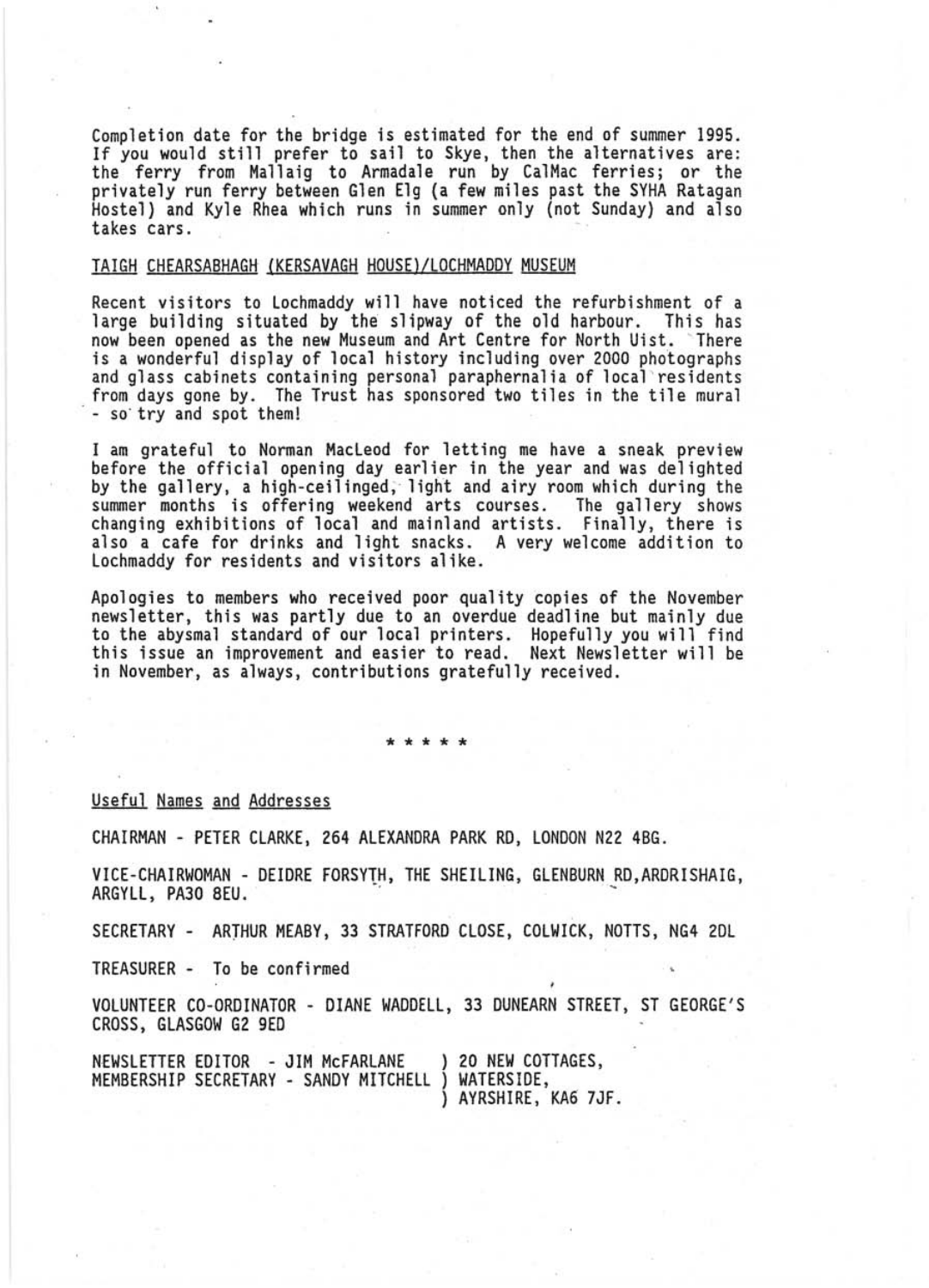Completion date for the bridge is estimated for the end of summer 1995. If you would still prefer to sail to Skye, then the alternatives are: the ferry from Mallaig to Armadale run by CalMac ferries; or the privately run ferry between Glen Elg (a few miles past the SYHA Ratagan Hostel) and Kyle Rhea which runs in summer only (not Sunday) and also takes cars.

## TAIGH CHEARSABHAGH (KERSAVAGH HOUSE)/LOCHMADDY MUSEUM

Recent visitors to Lochmaddy will have noticed the refurbishment of a large building situated by the slipway of the old harbour. This has now been opened as the new Museum and Art Centre for North Uist. There is a wonderful display of local history including over 2000 photographs and glass cabinets containing personal paraphernalia of local residents from days gone by. The Trust has sponsored two tiles in the tile mural - so try and spot them!

I am grateful to Norman MacLeod for letting me have a sneak preview before the official opening day earlier in the year and was delighted by the gallery, a high-ceilinged, light and airy room which during the summer months is offering weekend arts courses. The gallery shows changing exhibitions of local and mainland artists. Finally, there is also a cafe for drinks and light snacks. A very welcome addition to Lochmaddy for residents and visitors alike.

Apologies to members who received poor quality copies of the November newsletter, this was partly due to an overdue deadline but mainly due to the abysmal standard of our local printers. Hopefully you will find this issue an improvement and easier to read. Next Newsletter will be in November, as always, contributions gratefully received.

\* \* \* \* \*

## Useful Names and Addresses

CHAIRMAN - PETER CLARKE, 264 ALEXANDRA PARK RD, LONDON N22 4BG.

VICE-CHAIRWOMAN - DEIDRE FORSYTH, THE SHEILING, GLENBURN RD, ARDRISHAIG, ARGYLL, PA30 8EU.

SECRETARY - ARTHUR MEABY, 33 STRATFORD CLOSE, COLWICK, NOTTS, NG4 2DL

TREASURER - To be confirmed

VOLUNTEER CO-ORDINATOR - DIANE WADDELL, 33 DUNEARN STREET, ST GEORGE'S CROSS, GLASGOW G2 9ED

NEWSLETTER EDITOR - JIM McFARLANE ) 20 NEW COTTAGES,
MEMBERSHIP SECRETARY - SANDY MITCHELL ) WATERSIDE,
) AYRSHIRE, KA6 7JF.